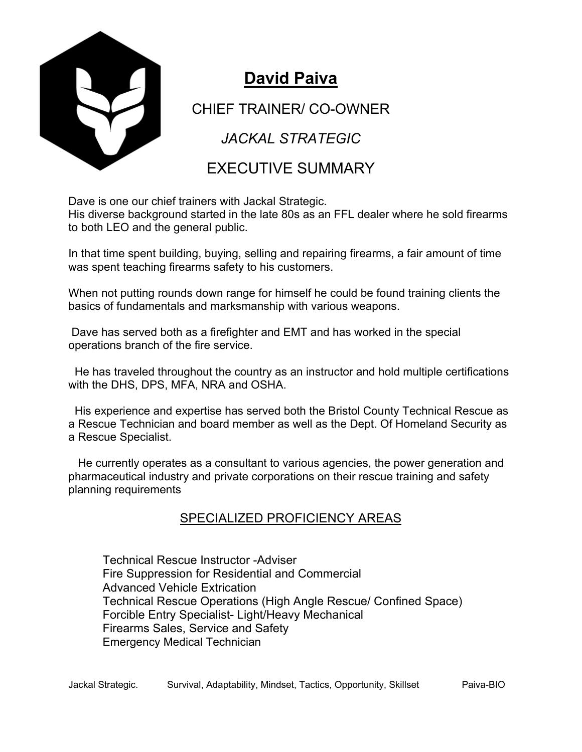# David Paiva

## CHIEF TRAINER/ CO-OWNER

## *JACKAL STRATEGIC*

## EXECUTIVE SUMMARY

Dave is one our chief trainers with Jackal Strategic.
His diverse background started in the late 80s as an FFL dealer where he sold firearms to both LEO and the general public.

In that time spent building, buying, selling and repairing firearms, a fair amount of time was spent teaching firearms safety to his customers.

When not putting rounds down range for himself he could be found training clients the basics of fundamentals and marksmanship with various weapons.

Dave has served both as a firefighter and EMT and has worked in the special operations branch of the fire service.

He has traveled throughout the country as an instructor and hold multiple certifications with the DHS, DPS, MFA, NRA and OSHA.

His experience and expertise has served both the Bristol County Technical Rescue as a Rescue Technician and board member as well as the Dept. Of Homeland Security as a Rescue Specialist.

He currently operates as a consultant to various agencies, the power generation and pharmaceutical industry and private corporations on their rescue training and safety planning requirements

## SPECIALIZED PROFICIENCY AREAS

- Technical Rescue Instructor -Adviser
- Fire Suppression for Residential and Commercial
- Advanced Vehicle Extrication
- Technical Rescue Operations (High Angle Rescue/ Confined Space)
- Forcible Entry Specialist- Light/Heavy Mechanical
- Firearms Sales, Service and Safety
- Emergency Medical Technician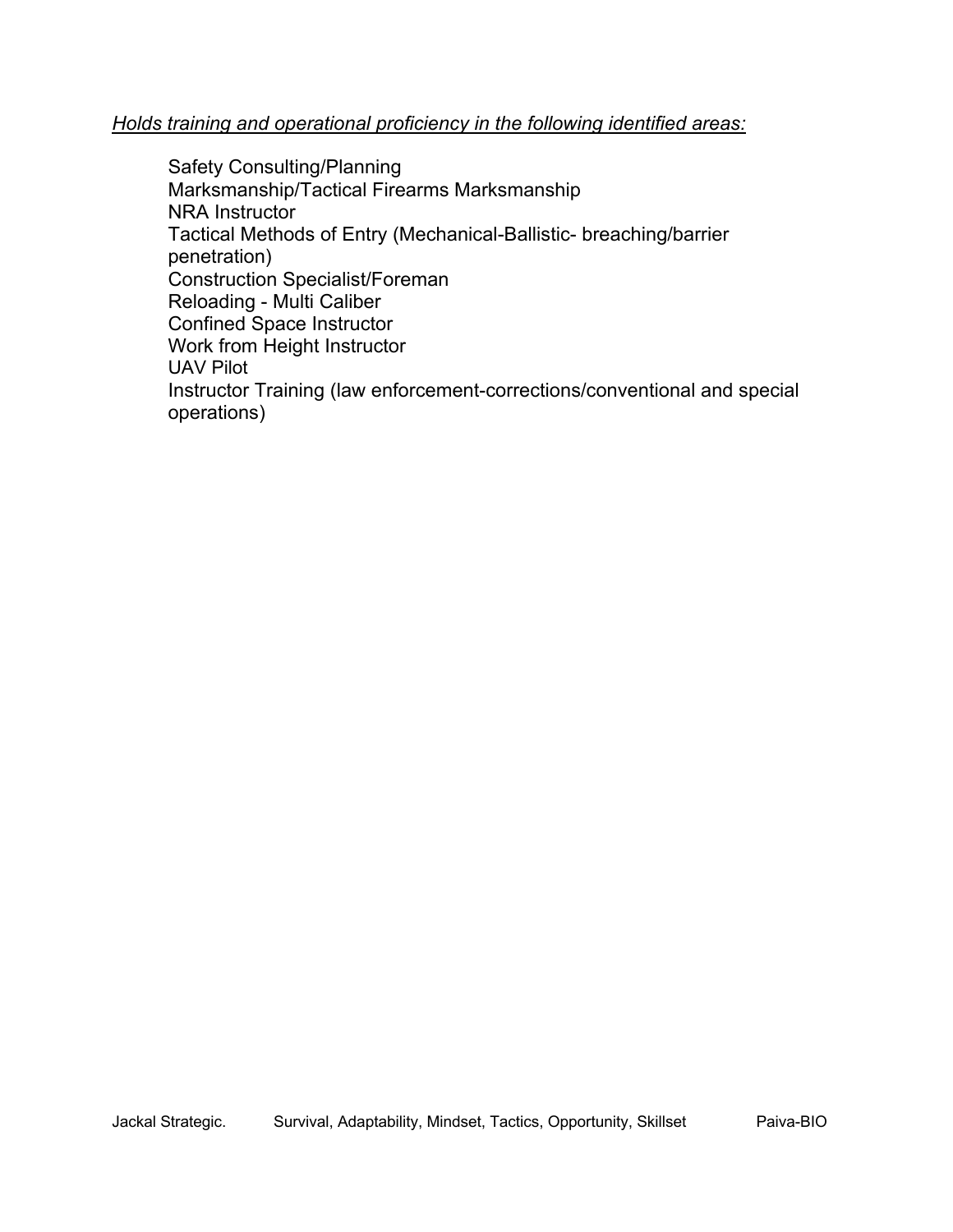*<u>Holds training and operational proficiency in the following identified areas:</u>*

Safety Consulting/Planning
Marksmanship/Tactical Firearms Marksmanship
NRA Instructor
Tactical Methods of Entry (Mechanical-Ballistic- breaching/barrier penetration)
Construction Specialist/Foreman
Reloading - Multi Caliber
Confined Space Instructor
Work from Height Instructor
UAV Pilot
Instructor Training (law enforcement-corrections/conventional and special operations)